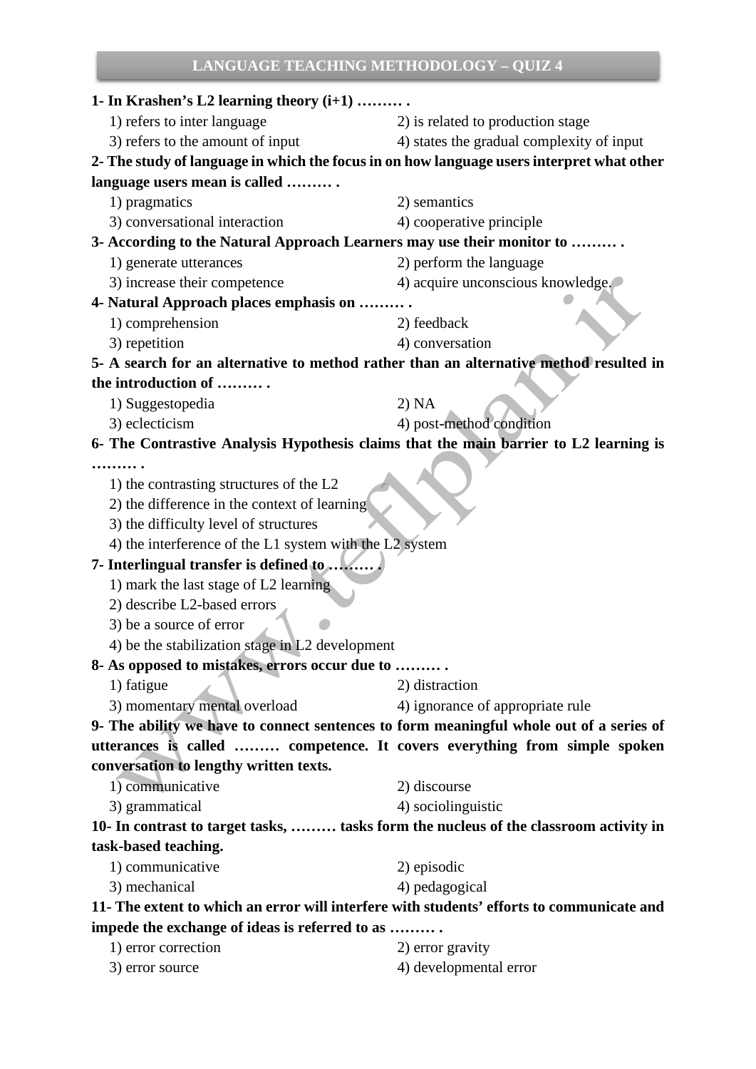## LANGUAGE TEACHING METHODOLOGY – QUIZ 4

**1- In Krashen's L2 learning theory (i+1) ……… .**

1) refers to inter language
2) is related to production stage
3) refers to the amount of input
4) states the gradual complexity of input

**2- The study of language in which the focus in on how language users interpret what other language users mean is called ……… .**

1) pragmatics
2) semantics
3) conversational interaction
4) cooperative principle

**3- According to the Natural Approach Learners may use their monitor to ……… .**

1) generate utterances
2) perform the language
3) increase their competence
4) acquire unconscious knowledge.

**4- Natural Approach places emphasis on ……… .**

1) comprehension
2) feedback
3) repetition
4) conversation

**5- A search for an alternative to method rather than an alternative method resulted in the introduction of ……… .**

1) Suggestopedia
2) NA
3) eclecticism
4) post-method condition

**6- The Contrastive Analysis Hypothesis claims that the main barrier to L2 learning is ……… .**

1) the contrasting structures of the L2
2) the difference in the context of learning
3) the difficulty level of structures
4) the interference of the L1 system with the L2 system

**7- Interlingual transfer is defined to ……… .**

1) mark the last stage of L2 learning
2) describe L2-based errors
3) be a source of error
4) be the stabilization stage in L2 development

**8- As opposed to mistakes, errors occur due to ……… .**

1) fatigue
2) distraction
3) momentary mental overload
4) ignorance of appropriate rule

**9- The ability we have to connect sentences to form meaningful whole out of a series of utterances is called ……… competence. It covers everything from simple spoken conversation to lengthy written texts.**

1) communicative
2) discourse
3) grammatical
4) sociolinguistic

**10- In contrast to target tasks, ……… tasks form the nucleus of the classroom activity in task-based teaching.**

1) communicative
2) episodic
3) mechanical
4) pedagogical

**11- The extent to which an error will interfere with students' efforts to communicate and impede the exchange of ideas is referred to as ……… .**

1) error correction
2) error gravity
3) error source
4) developmental error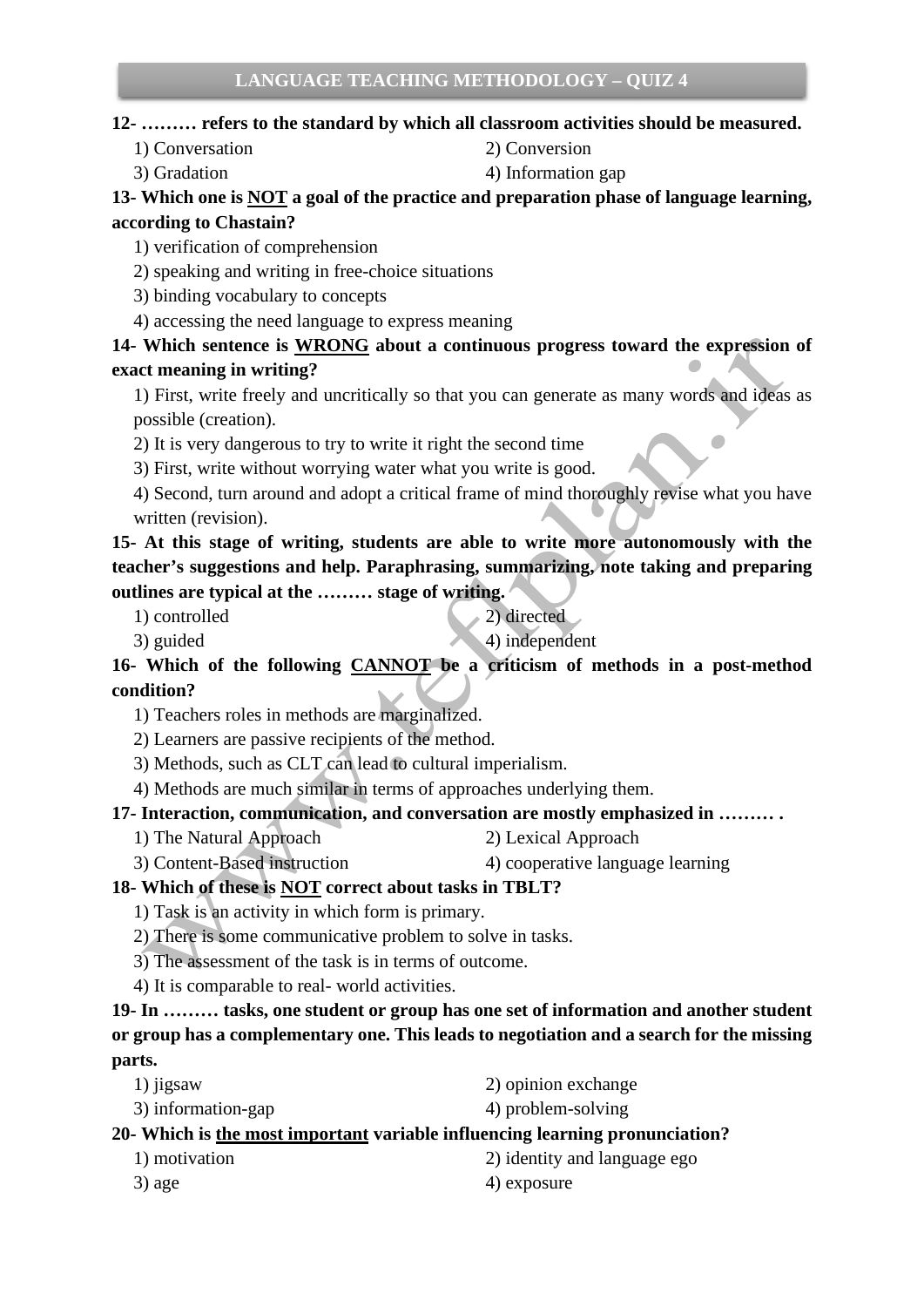**12- ……… refers to the standard by which all classroom activities should be measured.**

1) Conversation
2) Conversion
3) Gradation
4) Information gap

**13- Which one is <u>NOT</u> a goal of the practice and preparation phase of language learning, according to Chastain?**

1) verification of comprehension
2) speaking and writing in free-choice situations
3) binding vocabulary to concepts
4) accessing the need language to express meaning

**14- Which sentence is <u>WRONG</u> about a continuous progress toward the expression of exact meaning in writing?**

1) First, write freely and uncritically so that you can generate as many words and ideas as possible (creation).
2) It is very dangerous to try to write it right the second time
3) First, write without worrying water what you write is good.
4) Second, turn around and adopt a critical frame of mind thoroughly revise what you have written (revision).

**15- At this stage of writing, students are able to write more autonomously with the teacher's suggestions and help. Paraphrasing, summarizing, note taking and preparing outlines are typical at the ……… stage of writing.**

1) controlled
2) directed
3) guided
4) independent

**16- Which of the following <u>CANNOT</u> be a criticism of methods in a post-method condition?**

1) Teachers roles in methods are marginalized.
2) Learners are passive recipients of the method.
3) Methods, such as CLT can lead to cultural imperialism.
4) Methods are much similar in terms of approaches underlying them.

**17- Interaction, communication, and conversation are mostly emphasized in ……… .**

1) The Natural Approach
2) Lexical Approach
3) Content-Based instruction
4) cooperative language learning

**18- Which of these is <u>NOT</u> correct about tasks in TBLT?**

1) Task is an activity in which form is primary.
2) There is some communicative problem to solve in tasks.
3) The assessment of the task is in terms of outcome.
4) It is comparable to real- world activities.

**19- In ……… tasks, one student or group has one set of information and another student or group has a complementary one. This leads to negotiation and a search for the missing parts.**

1) jigsaw
2) opinion exchange
3) information-gap
4) problem-solving

**20- Which is <u>the most important</u> variable influencing learning pronunciation?**

1) motivation
2) identity and language ego
3) age
4) exposure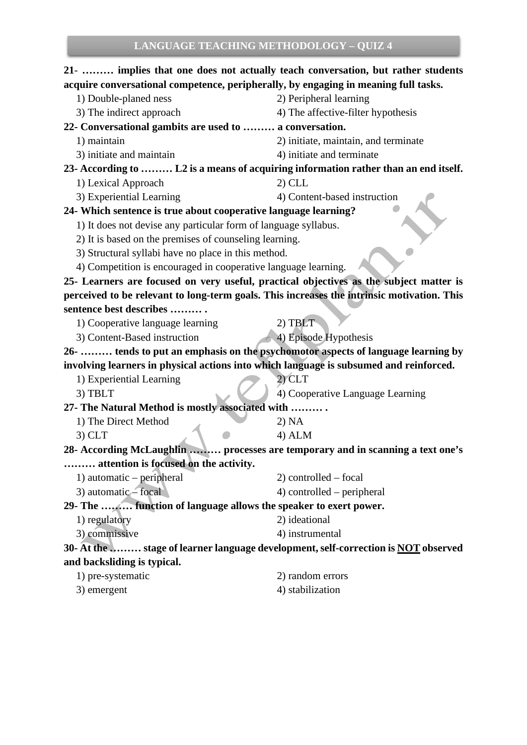**21- ……… implies that one does not actually teach conversation, but rather students acquire conversational competence, peripherally, by engaging in meaning full tasks.**

1) Double-planed ness
2) Peripheral learning
3) The indirect approach
4) The affective-filter hypothesis

**22- Conversational gambits are used to ……… a conversation.**

1) maintain
2) initiate, maintain, and terminate
3) initiate and maintain
4) initiate and terminate

**23- According to ……… L2 is a means of acquiring information rather than an end itself.**

1) Lexical Approach
2) CLL
3) Experiential Learning
4) Content-based instruction

**24- Which sentence is true about cooperative language learning?**

1) It does not devise any particular form of language syllabus.
2) It is based on the premises of counseling learning.
3) Structural syllabi have no place in this method.
4) Competition is encouraged in cooperative language learning.

**25- Learners are focused on very useful, practical objectives as the subject matter is perceived to be relevant to long-term goals. This increases the intrinsic motivation. This sentence best describes ……… .**

1) Cooperative language learning
2) TBLT
3) Content-Based instruction
4) Episode Hypothesis

**26- ……… tends to put an emphasis on the psychomotor aspects of language learning by involving learners in physical actions into which language is subsumed and reinforced.**

1) Experiential Learning
2) CLT
3) TBLT
4) Cooperative Language Learning

**27- The Natural Method is mostly associated with ……… .**

1) The Direct Method
2) NA
3) CLT
4) ALM

**28- According McLaughlin ……… processes are temporary and in scanning a text one's ……… attention is focused on the activity.**

1) automatic – peripheral
2) controlled – focal
3) automatic – focal
4) controlled – peripheral

**29- The ……… function of language allows the speaker to exert power.**

1) regulatory
2) ideational
3) commissive
4) instrumental

**30- At the ……… stage of learner language development, self-correction is <u>NOT</u> observed and backsliding is typical.**

1) pre-systematic
2) random errors
3) emergent
4) stabilization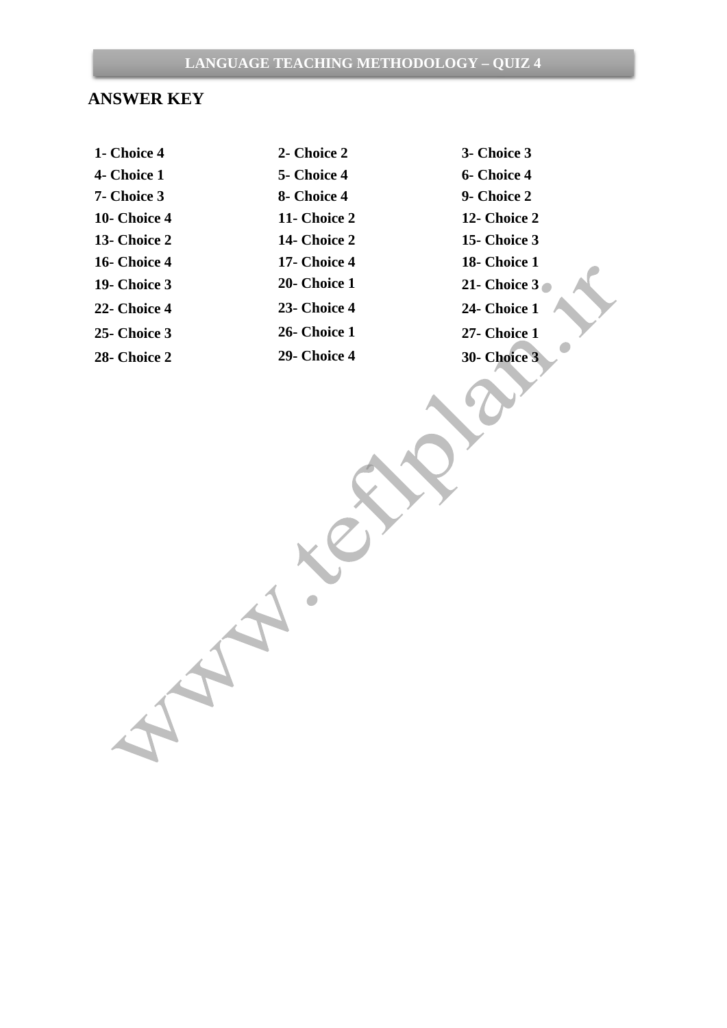## ANSWER KEY

| | | |
|---|---|---|
| **1- Choice 4** | **2- Choice 2** | **3- Choice 3** |
| **4- Choice 1** | **5- Choice 4** | **6- Choice 4** |
| **7- Choice 3** | **8- Choice 4** | **9- Choice 2** |
| **10- Choice 4** | **11- Choice 2** | **12- Choice 2** |
| **13- Choice 2** | **14- Choice 2** | **15- Choice 3** |
| **16- Choice 4** | **17- Choice 4** | **18- Choice 1** |
| **19- Choice 3** | **20- Choice 1** | **21- Choice 3** |
| **22- Choice 4** | **23- Choice 4** | **24- Choice 1** |
| **25- Choice 3** | **26- Choice 1** | **27- Choice 1** |
| **28- Choice 2** | **29- Choice 4** | **30- Choice 3** |